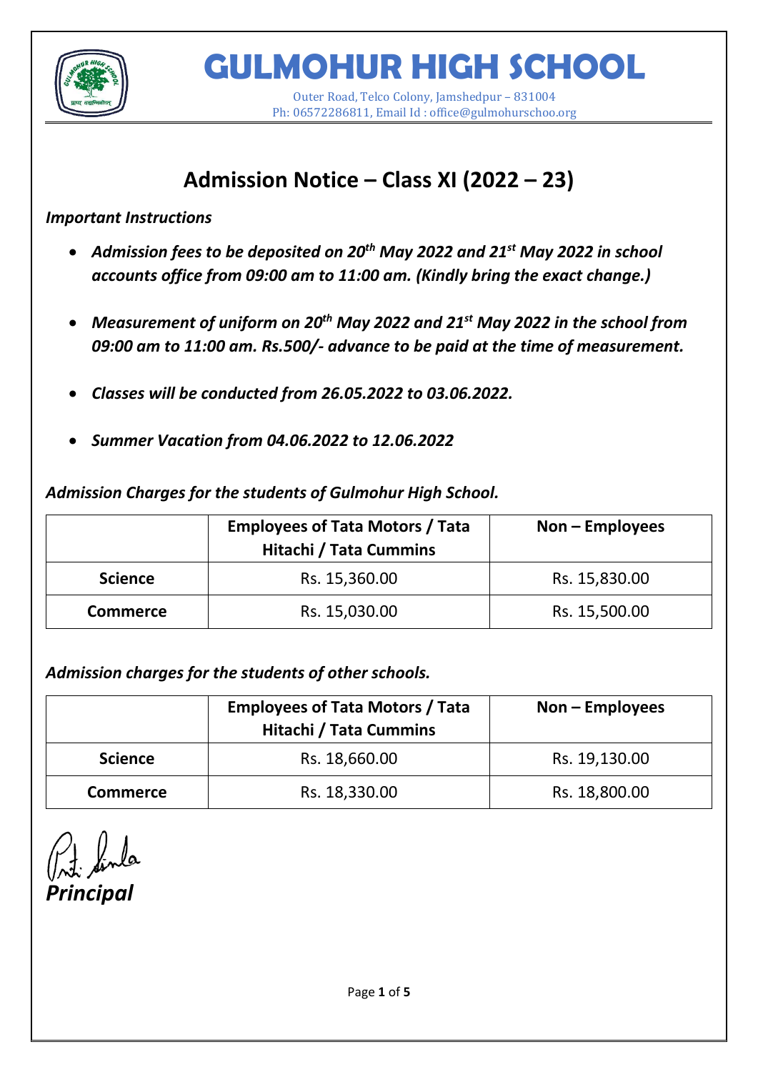# GULMOHUR HIGH SCHOOL

Outer Road, Telco Colony, Jamshedpur – 831004
Ph: 06572286811, Email Id : office@gulmohurschoo.org

## Admission Notice – Class XI (2022 – 23)

***Important Instructions***

- ***Admission fees to be deposited on 20th May 2022 and 21st May 2022 in school accounts office from 09:00 am to 11:00 am. (Kindly bring the exact change.)***
- ***Measurement of uniform on 20th May 2022 and 21st May 2022 in the school from 09:00 am to 11:00 am. Rs.500/- advance to be paid at the time of measurement.***
- ***Classes will be conducted from 26.05.2022 to 03.06.2022.***
- ***Summer Vacation from 04.06.2022 to 12.06.2022***

***Admission Charges for the students of Gulmohur High School.***

| | Employees of Tata Motors / Tata Hitachi / Tata Cummins | Non – Employees |
|---|---|---|
| **Science** | Rs. 15,360.00 | Rs. 15,830.00 |
| **Commerce** | Rs. 15,030.00 | Rs. 15,500.00 |

***Admission charges for the students of other schools.***

| | Employees of Tata Motors / Tata Hitachi / Tata Cummins | Non – Employees |
|---|---|---|
| **Science** | Rs. 18,660.00 | Rs. 19,130.00 |
| **Commerce** | Rs. 18,330.00 | Rs. 18,800.00 |

***Principal***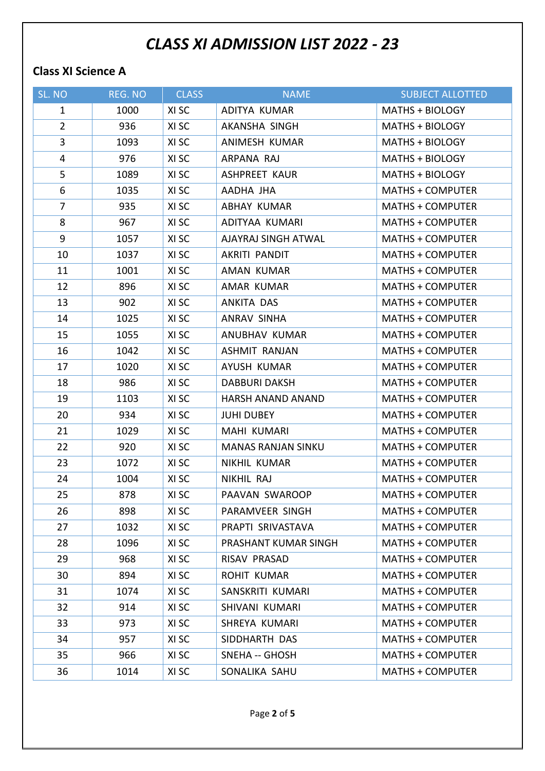# CLASS XI ADMISSION LIST 2022 - 23

## Class XI Science A

| SL. NO | REG. NO | CLASS | NAME | SUBJECT ALLOTTED |
|---|---|---|---|---|
| 1 | 1000 | XI SC | ADITYA KUMAR | MATHS + BIOLOGY |
| 2 | 936 | XI SC | AKANSHA SINGH | MATHS + BIOLOGY |
| 3 | 1093 | XI SC | ANIMESH KUMAR | MATHS + BIOLOGY |
| 4 | 976 | XI SC | ARPANA RAJ | MATHS + BIOLOGY |
| 5 | 1089 | XI SC | ASHPREET KAUR | MATHS + BIOLOGY |
| 6 | 1035 | XI SC | AADHA JHA | MATHS + COMPUTER |
| 7 | 935 | XI SC | ABHAY KUMAR | MATHS + COMPUTER |
| 8 | 967 | XI SC | ADITYAA KUMARI | MATHS + COMPUTER |
| 9 | 1057 | XI SC | AJAYRAJ SINGH ATWAL | MATHS + COMPUTER |
| 10 | 1037 | XI SC | AKRITI PANDIT | MATHS + COMPUTER |
| 11 | 1001 | XI SC | AMAN KUMAR | MATHS + COMPUTER |
| 12 | 896 | XI SC | AMAR KUMAR | MATHS + COMPUTER |
| 13 | 902 | XI SC | ANKITA DAS | MATHS + COMPUTER |
| 14 | 1025 | XI SC | ANRAV SINHA | MATHS + COMPUTER |
| 15 | 1055 | XI SC | ANUBHAV KUMAR | MATHS + COMPUTER |
| 16 | 1042 | XI SC | ASHMIT RANJAN | MATHS + COMPUTER |
| 17 | 1020 | XI SC | AYUSH KUMAR | MATHS + COMPUTER |
| 18 | 986 | XI SC | DABBURI DAKSH | MATHS + COMPUTER |
| 19 | 1103 | XI SC | HARSH ANAND ANAND | MATHS + COMPUTER |
| 20 | 934 | XI SC | JUHI DUBEY | MATHS + COMPUTER |
| 21 | 1029 | XI SC | MAHI KUMARI | MATHS + COMPUTER |
| 22 | 920 | XI SC | MANAS RANJAN SINKU | MATHS + COMPUTER |
| 23 | 1072 | XI SC | NIKHIL KUMAR | MATHS + COMPUTER |
| 24 | 1004 | XI SC | NIKHIL RAJ | MATHS + COMPUTER |
| 25 | 878 | XI SC | PAAVAN SWAROOP | MATHS + COMPUTER |
| 26 | 898 | XI SC | PARAMVEER SINGH | MATHS + COMPUTER |
| 27 | 1032 | XI SC | PRAPTI SRIVASTAVA | MATHS + COMPUTER |
| 28 | 1096 | XI SC | PRASHANT KUMAR SINGH | MATHS + COMPUTER |
| 29 | 968 | XI SC | RISAV PRASAD | MATHS + COMPUTER |
| 30 | 894 | XI SC | ROHIT KUMAR | MATHS + COMPUTER |
| 31 | 1074 | XI SC | SANSKRITI KUMARI | MATHS + COMPUTER |
| 32 | 914 | XI SC | SHIVANI KUMARI | MATHS + COMPUTER |
| 33 | 973 | XI SC | SHREYA KUMARI | MATHS + COMPUTER |
| 34 | 957 | XI SC | SIDDHARTH DAS | MATHS + COMPUTER |
| 35 | 966 | XI SC | SNEHA -- GHOSH | MATHS + COMPUTER |
| 36 | 1014 | XI SC | SONALIKA SAHU | MATHS + COMPUTER |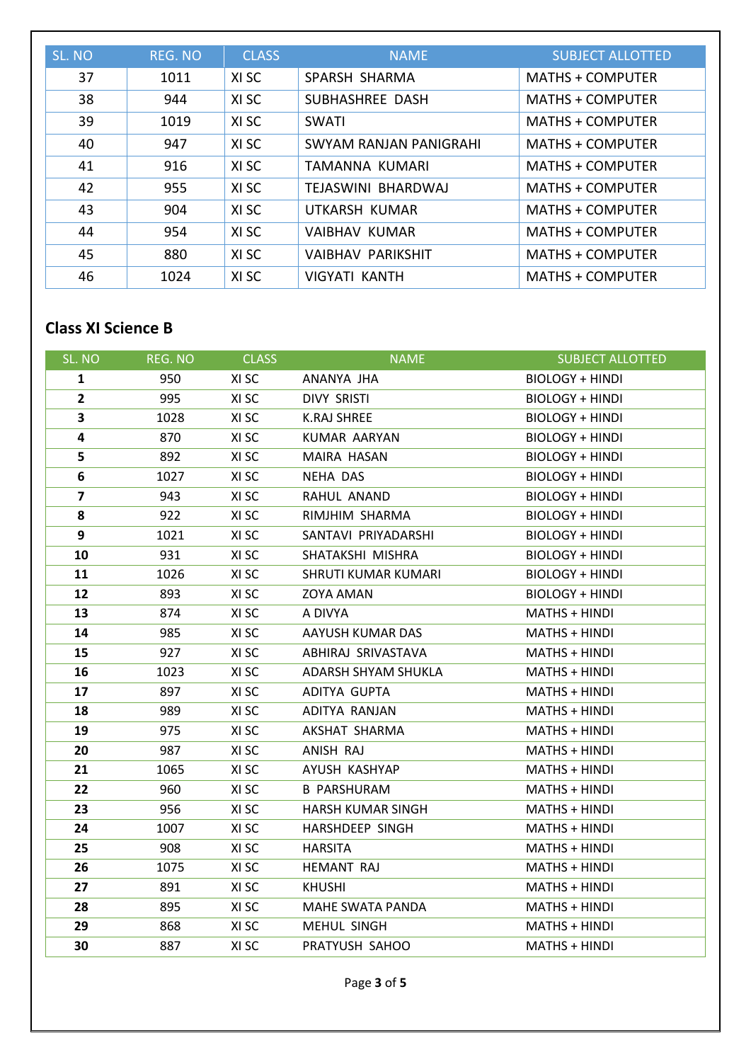| SL. NO | REG. NO | CLASS | NAME | SUBJECT ALLOTTED |
|---|---|---|---|---|
| 37 | 1011 | XI SC | SPARSH SHARMA | MATHS + COMPUTER |
| 38 | 944 | XI SC | SUBHASHREE DASH | MATHS + COMPUTER |
| 39 | 1019 | XI SC | SWATI | MATHS + COMPUTER |
| 40 | 947 | XI SC | SWYAM RANJAN PANIGRAHI | MATHS + COMPUTER |
| 41 | 916 | XI SC | TAMANNA KUMARI | MATHS + COMPUTER |
| 42 | 955 | XI SC | TEJASWINI BHARDWAJ | MATHS + COMPUTER |
| 43 | 904 | XI SC | UTKARSH KUMAR | MATHS + COMPUTER |
| 44 | 954 | XI SC | VAIBHAV KUMAR | MATHS + COMPUTER |
| 45 | 880 | XI SC | VAIBHAV PARIKSHIT | MATHS + COMPUTER |
| 46 | 1024 | XI SC | VIGYATI KANTH | MATHS + COMPUTER |

## Class XI Science B

| SL. NO | REG. NO | CLASS | NAME | SUBJECT ALLOTTED |
|---|---|---|---|---|
| **1** | 950 | XI SC | ANANYA JHA | BIOLOGY + HINDI |
| **2** | 995 | XI SC | DIVY SRISTI | BIOLOGY + HINDI |
| **3** | 1028 | XI SC | K.RAJ SHREE | BIOLOGY + HINDI |
| **4** | 870 | XI SC | KUMAR AARYAN | BIOLOGY + HINDI |
| **5** | 892 | XI SC | MAIRA HASAN | BIOLOGY + HINDI |
| **6** | 1027 | XI SC | NEHA DAS | BIOLOGY + HINDI |
| **7** | 943 | XI SC | RAHUL ANAND | BIOLOGY + HINDI |
| **8** | 922 | XI SC | RIMJHIM SHARMA | BIOLOGY + HINDI |
| **9** | 1021 | XI SC | SANTAVI PRIYADARSHI | BIOLOGY + HINDI |
| **10** | 931 | XI SC | SHATAKSHI MISHRA | BIOLOGY + HINDI |
| **11** | 1026 | XI SC | SHRUTI KUMAR KUMARI | BIOLOGY + HINDI |
| **12** | 893 | XI SC | ZOYA AMAN | BIOLOGY + HINDI |
| **13** | 874 | XI SC | A DIVYA | MATHS + HINDI |
| **14** | 985 | XI SC | AAYUSH KUMAR DAS | MATHS + HINDI |
| **15** | 927 | XI SC | ABHIRAJ SRIVASTAVA | MATHS + HINDI |
| **16** | 1023 | XI SC | ADARSH SHYAM SHUKLA | MATHS + HINDI |
| **17** | 897 | XI SC | ADITYA GUPTA | MATHS + HINDI |
| **18** | 989 | XI SC | ADITYA RANJAN | MATHS + HINDI |
| **19** | 975 | XI SC | AKSHAT SHARMA | MATHS + HINDI |
| **20** | 987 | XI SC | ANISH RAJ | MATHS + HINDI |
| **21** | 1065 | XI SC | AYUSH KASHYAP | MATHS + HINDI |
| **22** | 960 | XI SC | B PARSHURAM | MATHS + HINDI |
| **23** | 956 | XI SC | HARSH KUMAR SINGH | MATHS + HINDI |
| **24** | 1007 | XI SC | HARSHDEEP SINGH | MATHS + HINDI |
| **25** | 908 | XI SC | HARSITA | MATHS + HINDI |
| **26** | 1075 | XI SC | HEMANT RAJ | MATHS + HINDI |
| **27** | 891 | XI SC | KHUSHI | MATHS + HINDI |
| **28** | 895 | XI SC | MAHE SWATA PANDA | MATHS + HINDI |
| **29** | 868 | XI SC | MEHUL SINGH | MATHS + HINDI |
| **30** | 887 | XI SC | PRATYUSH SAHOO | MATHS + HINDI |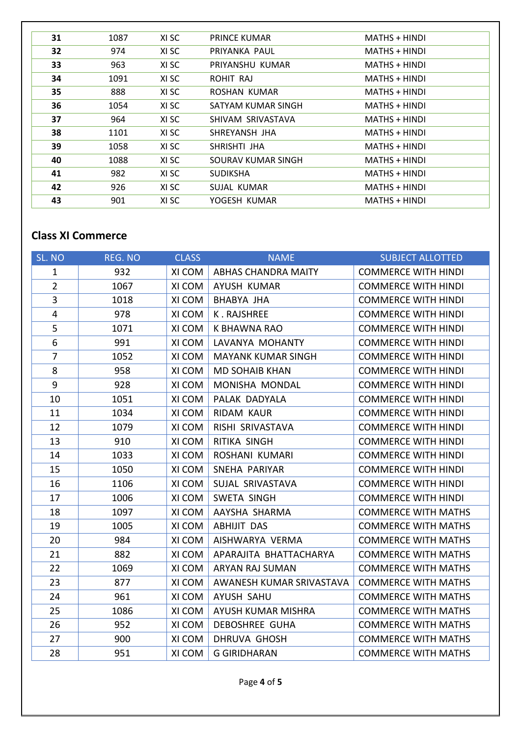| | | | | |
|---|---|---|---|---|
| **31** | 1087 | XI SC | PRINCE KUMAR | MATHS + HINDI |
| **32** | 974 | XI SC | PRIYANKA PAUL | MATHS + HINDI |
| **33** | 963 | XI SC | PRIYANSHU KUMAR | MATHS + HINDI |
| **34** | 1091 | XI SC | ROHIT RAJ | MATHS + HINDI |
| **35** | 888 | XI SC | ROSHAN KUMAR | MATHS + HINDI |
| **36** | 1054 | XI SC | SATYAM KUMAR SINGH | MATHS + HINDI |
| **37** | 964 | XI SC | SHIVAM SRIVASTAVA | MATHS + HINDI |
| **38** | 1101 | XI SC | SHREYANSH JHA | MATHS + HINDI |
| **39** | 1058 | XI SC | SHRISHTI JHA | MATHS + HINDI |
| **40** | 1088 | XI SC | SOURAV KUMAR SINGH | MATHS + HINDI |
| **41** | 982 | XI SC | SUDIKSHA | MATHS + HINDI |
| **42** | 926 | XI SC | SUJAL KUMAR | MATHS + HINDI |
| **43** | 901 | XI SC | YOGESH KUMAR | MATHS + HINDI |

## Class XI Commerce

| SL. NO | REG. NO | CLASS | NAME | SUBJECT ALLOTTED |
|---|---|---|---|---|
| 1 | 932 | XI COM | ABHAS CHANDRA MAITY | COMMERCE WITH HINDI |
| 2 | 1067 | XI COM | AYUSH KUMAR | COMMERCE WITH HINDI |
| 3 | 1018 | XI COM | BHABYA JHA | COMMERCE WITH HINDI |
| 4 | 978 | XI COM | K . RAJSHREE | COMMERCE WITH HINDI |
| 5 | 1071 | XI COM | K BHAWNA RAO | COMMERCE WITH HINDI |
| 6 | 991 | XI COM | LAVANYA MOHANTY | COMMERCE WITH HINDI |
| 7 | 1052 | XI COM | MAYANK KUMAR SINGH | COMMERCE WITH HINDI |
| 8 | 958 | XI COM | MD SOHAIB KHAN | COMMERCE WITH HINDI |
| 9 | 928 | XI COM | MONISHA MONDAL | COMMERCE WITH HINDI |
| 10 | 1051 | XI COM | PALAK DADYALA | COMMERCE WITH HINDI |
| 11 | 1034 | XI COM | RIDAM KAUR | COMMERCE WITH HINDI |
| 12 | 1079 | XI COM | RISHI SRIVASTAVA | COMMERCE WITH HINDI |
| 13 | 910 | XI COM | RITIKA SINGH | COMMERCE WITH HINDI |
| 14 | 1033 | XI COM | ROSHANI KUMARI | COMMERCE WITH HINDI |
| 15 | 1050 | XI COM | SNEHA PARIYAR | COMMERCE WITH HINDI |
| 16 | 1106 | XI COM | SUJAL SRIVASTAVA | COMMERCE WITH HINDI |
| 17 | 1006 | XI COM | SWETA SINGH | COMMERCE WITH HINDI |
| 18 | 1097 | XI COM | AAYSHA SHARMA | COMMERCE WITH MATHS |
| 19 | 1005 | XI COM | ABHIJIT DAS | COMMERCE WITH MATHS |
| 20 | 984 | XI COM | AISHWARYA VERMA | COMMERCE WITH MATHS |
| 21 | 882 | XI COM | APARAJITA BHATTACHARYA | COMMERCE WITH MATHS |
| 22 | 1069 | XI COM | ARYAN RAJ SUMAN | COMMERCE WITH MATHS |
| 23 | 877 | XI COM | AWANESH KUMAR SRIVASTAVA | COMMERCE WITH MATHS |
| 24 | 961 | XI COM | AYUSH SAHU | COMMERCE WITH MATHS |
| 25 | 1086 | XI COM | AYUSH KUMAR MISHRA | COMMERCE WITH MATHS |
| 26 | 952 | XI COM | DEBOSHREE GUHA | COMMERCE WITH MATHS |
| 27 | 900 | XI COM | DHRUVA GHOSH | COMMERCE WITH MATHS |
| 28 | 951 | XI COM | G GIRIDHARAN | COMMERCE WITH MATHS |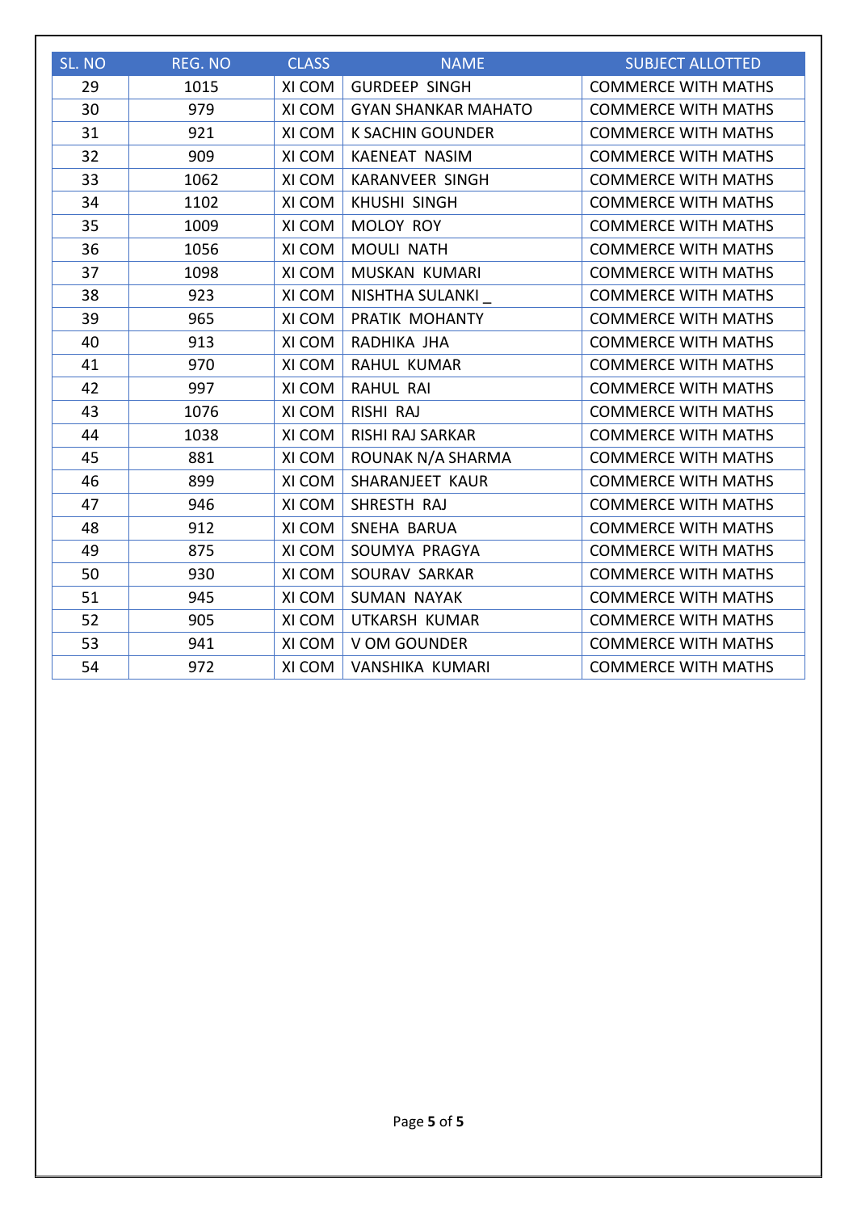| SL. NO | REG. NO | CLASS | NAME | SUBJECT ALLOTTED |
|---|---|---|---|---|
| 29 | 1015 | XI COM | GURDEEP SINGH | COMMERCE WITH MATHS |
| 30 | 979 | XI COM | GYAN SHANKAR MAHATO | COMMERCE WITH MATHS |
| 31 | 921 | XI COM | K SACHIN GOUNDER | COMMERCE WITH MATHS |
| 32 | 909 | XI COM | KAENEAT NASIM | COMMERCE WITH MATHS |
| 33 | 1062 | XI COM | KARANVEER SINGH | COMMERCE WITH MATHS |
| 34 | 1102 | XI COM | KHUSHI SINGH | COMMERCE WITH MATHS |
| 35 | 1009 | XI COM | MOLOY ROY | COMMERCE WITH MATHS |
| 36 | 1056 | XI COM | MOULI NATH | COMMERCE WITH MATHS |
| 37 | 1098 | XI COM | MUSKAN KUMARI | COMMERCE WITH MATHS |
| 38 | 923 | XI COM | NISHTHA SULANKI _ | COMMERCE WITH MATHS |
| 39 | 965 | XI COM | PRATIK MOHANTY | COMMERCE WITH MATHS |
| 40 | 913 | XI COM | RADHIKA JHA | COMMERCE WITH MATHS |
| 41 | 970 | XI COM | RAHUL KUMAR | COMMERCE WITH MATHS |
| 42 | 997 | XI COM | RAHUL RAI | COMMERCE WITH MATHS |
| 43 | 1076 | XI COM | RISHI RAJ | COMMERCE WITH MATHS |
| 44 | 1038 | XI COM | RISHI RAJ SARKAR | COMMERCE WITH MATHS |
| 45 | 881 | XI COM | ROUNAK N/A SHARMA | COMMERCE WITH MATHS |
| 46 | 899 | XI COM | SHARANJEET KAUR | COMMERCE WITH MATHS |
| 47 | 946 | XI COM | SHRESTH RAJ | COMMERCE WITH MATHS |
| 48 | 912 | XI COM | SNEHA BARUA | COMMERCE WITH MATHS |
| 49 | 875 | XI COM | SOUMYA PRAGYA | COMMERCE WITH MATHS |
| 50 | 930 | XI COM | SOURAV SARKAR | COMMERCE WITH MATHS |
| 51 | 945 | XI COM | SUMAN NAYAK | COMMERCE WITH MATHS |
| 52 | 905 | XI COM | UTKARSH KUMAR | COMMERCE WITH MATHS |
| 53 | 941 | XI COM | V OM GOUNDER | COMMERCE WITH MATHS |
| 54 | 972 | XI COM | VANSHIKA KUMARI | COMMERCE WITH MATHS |